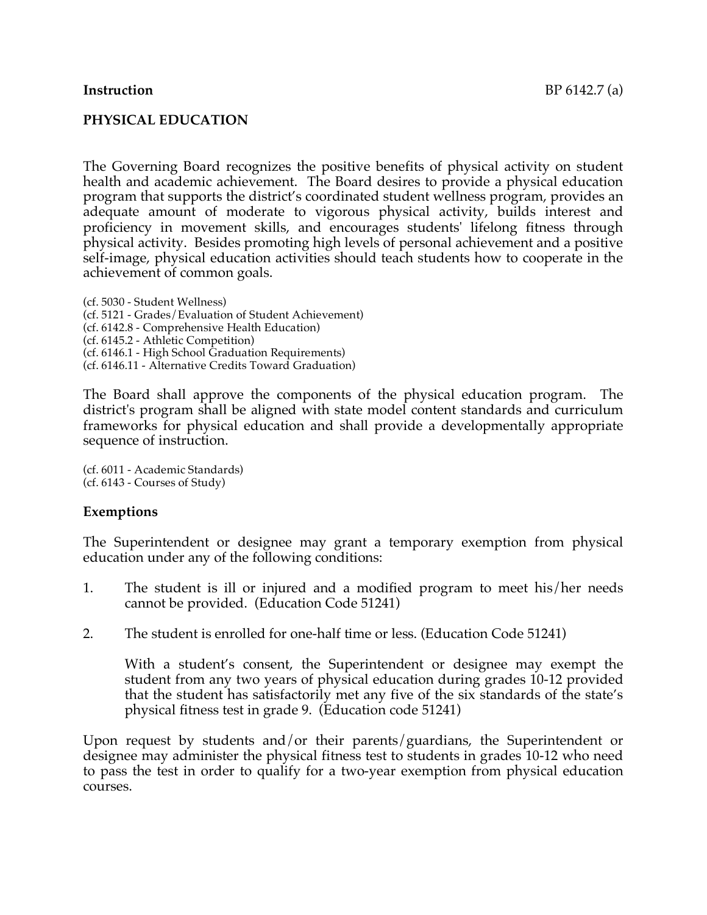**Instruction** BP 6142.7 (a)

## PHYSICAL EDUCATION

The Governing Board recognizes the positive benefits of physical activity on student health and academic achievement. The Board desires to provide a physical education program that supports the district's coordinated student wellness program, provides an adequate amount of moderate to vigorous physical activity, builds interest and proficiency in movement skills, and encourages students' lifelong fitness through physical activity. Besides promoting high levels of personal achievement and a positive self-image, physical education activities should teach students how to cooperate in the achievement of common goals.

(cf. 5030 - Student Wellness)
(cf. 5121 - Grades/Evaluation of Student Achievement)
(cf. 6142.8 - Comprehensive Health Education)
(cf. 6145.2 - Athletic Competition)
(cf. 6146.1 - High School Graduation Requirements)
(cf. 6146.11 - Alternative Credits Toward Graduation)

The Board shall approve the components of the physical education program. The district's program shall be aligned with state model content standards and curriculum frameworks for physical education and shall provide a developmentally appropriate sequence of instruction.

(cf. 6011 - Academic Standards)
(cf. 6143 - Courses of Study)

### Exemptions

The Superintendent or designee may grant a temporary exemption from physical education under any of the following conditions:

1. The student is ill or injured and a modified program to meet his/her needs cannot be provided. (Education Code 51241)

2. The student is enrolled for one-half time or less. (Education Code 51241)

   With a student's consent, the Superintendent or designee may exempt the student from any two years of physical education during grades 10-12 provided that the student has satisfactorily met any five of the six standards of the state's physical fitness test in grade 9. (Education code 51241)

Upon request by students and/or their parents/guardians, the Superintendent or designee may administer the physical fitness test to students in grades 10-12 who need to pass the test in order to qualify for a two-year exemption from physical education courses.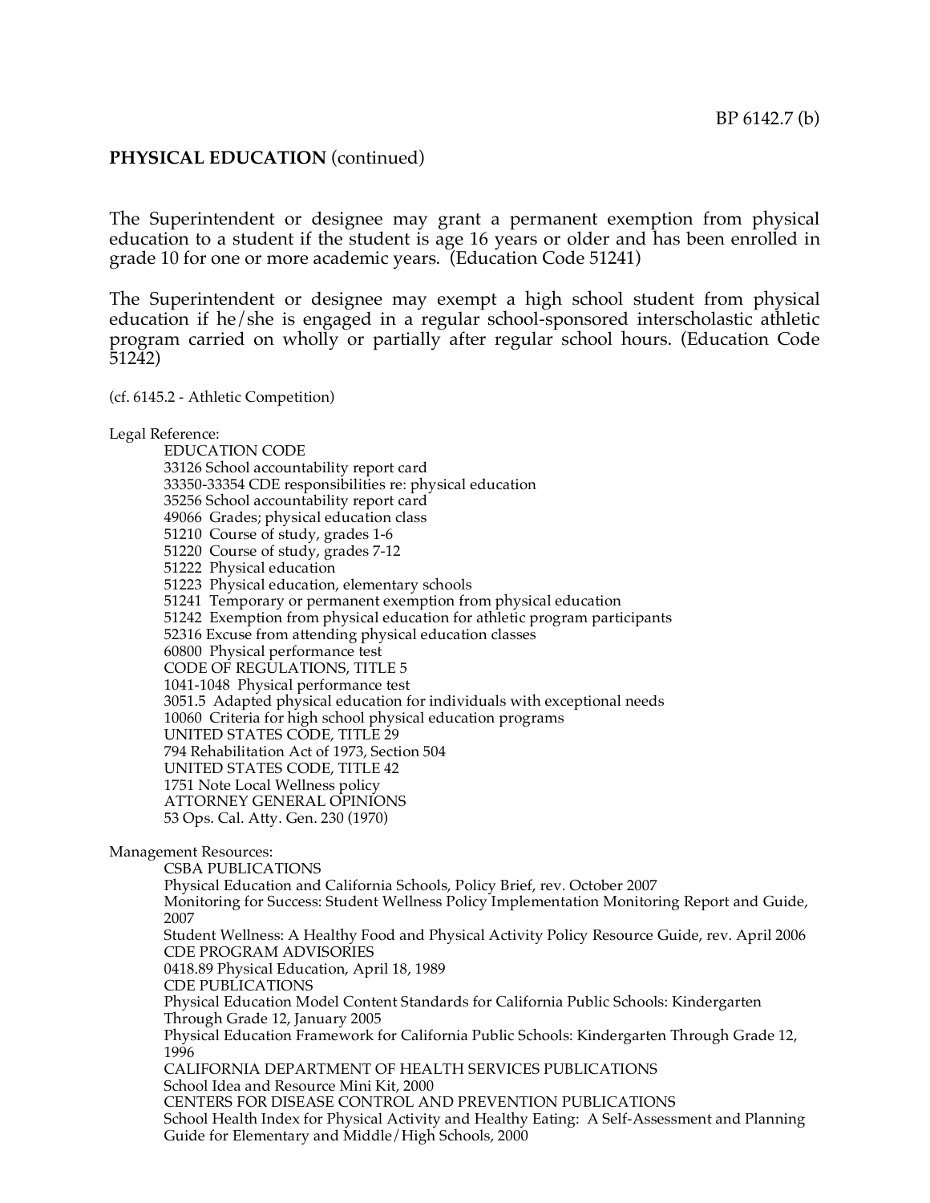**PHYSICAL EDUCATION** (continued)

The Superintendent or designee may grant a permanent exemption from physical education to a student if the student is age 16 years or older and has been enrolled in grade 10 for one or more academic years. (Education Code 51241)

The Superintendent or designee may exempt a high school student from physical education if he/she is engaged in a regular school-sponsored interscholastic athletic program carried on wholly or partially after regular school hours. (Education Code 51242)

(cf. 6145.2 - Athletic Competition)

Legal Reference:

EDUCATION CODE
33126 School accountability report card
33350-33354 CDE responsibilities re: physical education
35256 School accountability report card
49066 Grades; physical education class
51210 Course of study, grades 1-6
51220 Course of study, grades 7-12
51222 Physical education
51223 Physical education, elementary schools
51241 Temporary or permanent exemption from physical education
51242 Exemption from physical education for athletic program participants
52316 Excuse from attending physical education classes
60800 Physical performance test
CODE OF REGULATIONS, TITLE 5
1041-1048 Physical performance test
3051.5 Adapted physical education for individuals with exceptional needs
10060 Criteria for high school physical education programs
UNITED STATES CODE, TITLE 29
794 Rehabilitation Act of 1973, Section 504
UNITED STATES CODE, TITLE 42
1751 Note Local Wellness policy
ATTORNEY GENERAL OPINIONS
53 Ops. Cal. Atty. Gen. 230 (1970)

Management Resources:

CSBA PUBLICATIONS
Physical Education and California Schools, Policy Brief, rev. October 2007
Monitoring for Success: Student Wellness Policy Implementation Monitoring Report and Guide, 2007
Student Wellness: A Healthy Food and Physical Activity Policy Resource Guide, rev. April 2006
CDE PROGRAM ADVISORIES
0418.89 Physical Education, April 18, 1989
CDE PUBLICATIONS
Physical Education Model Content Standards for California Public Schools: Kindergarten Through Grade 12, January 2005
Physical Education Framework for California Public Schools: Kindergarten Through Grade 12, 1996
CALIFORNIA DEPARTMENT OF HEALTH SERVICES PUBLICATIONS
School Idea and Resource Mini Kit, 2000
CENTERS FOR DISEASE CONTROL AND PREVENTION PUBLICATIONS
School Health Index for Physical Activity and Healthy Eating: A Self-Assessment and Planning Guide for Elementary and Middle/High Schools, 2000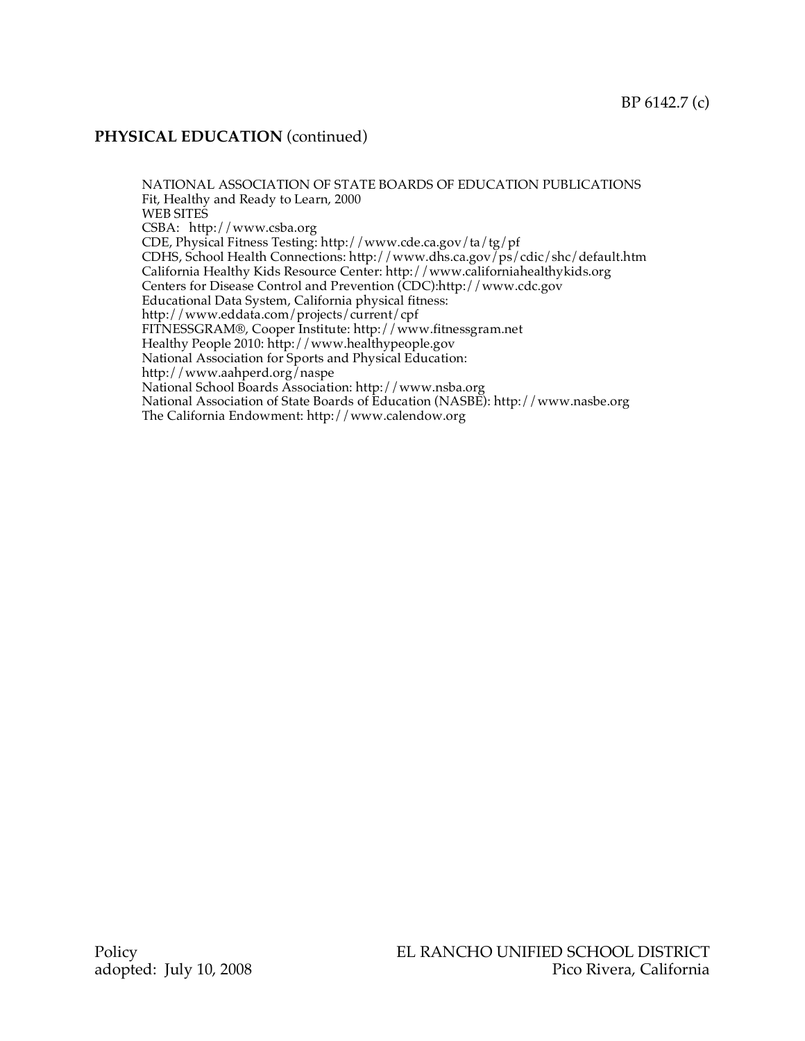## PHYSICAL EDUCATION (continued)

NATIONAL ASSOCIATION OF STATE BOARDS OF EDUCATION PUBLICATIONS
Fit, Healthy and Ready to Learn, 2000
WEB SITES
CSBA: http://www.csba.org
CDE, Physical Fitness Testing: http://www.cde.ca.gov/ta/tg/pf
CDHS, School Health Connections: http://www.dhs.ca.gov/ps/cdic/shc/default.htm
California Healthy Kids Resource Center: http://www.californiahealthykids.org
Centers for Disease Control and Prevention (CDC):http://www.cdc.gov
Educational Data System, California physical fitness:
http://www.eddata.com/projects/current/cpf
FITNESSGRAM®, Cooper Institute: http://www.fitnessgram.net
Healthy People 2010: http://www.healthypeople.gov
National Association for Sports and Physical Education:
http://www.aahperd.org/naspe
National School Boards Association: http://www.nsba.org
National Association of State Boards of Education (NASBE): http://www.nasbe.org
The California Endowment: http://www.calendow.org

Policy
adopted: July 10, 2008

EL RANCHO UNIFIED SCHOOL DISTRICT
Pico Rivera, California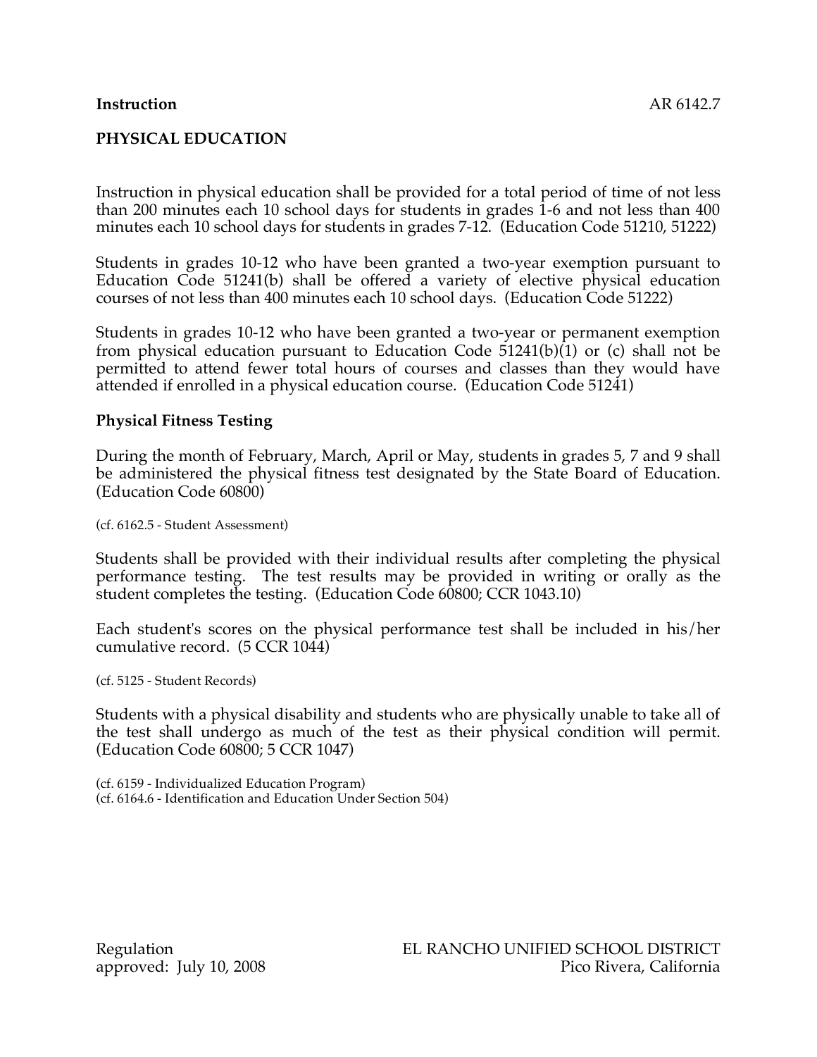**Instruction** AR 6142.7

**PHYSICAL EDUCATION**

Instruction in physical education shall be provided for a total period of time of not less than 200 minutes each 10 school days for students in grades 1-6 and not less than 400 minutes each 10 school days for students in grades 7-12. (Education Code 51210, 51222)

Students in grades 10-12 who have been granted a two-year exemption pursuant to Education Code 51241(b) shall be offered a variety of elective physical education courses of not less than 400 minutes each 10 school days. (Education Code 51222)

Students in grades 10-12 who have been granted a two-year or permanent exemption from physical education pursuant to Education Code 51241(b)(1) or (c) shall not be permitted to attend fewer total hours of courses and classes than they would have attended if enrolled in a physical education course. (Education Code 51241)

**Physical Fitness Testing**

During the month of February, March, April or May, students in grades 5, 7 and 9 shall be administered the physical fitness test designated by the State Board of Education. (Education Code 60800)

(cf. 6162.5 - Student Assessment)

Students shall be provided with their individual results after completing the physical performance testing. The test results may be provided in writing or orally as the student completes the testing. (Education Code 60800; CCR 1043.10)

Each student's scores on the physical performance test shall be included in his/her cumulative record. (5 CCR 1044)

(cf. 5125 - Student Records)

Students with a physical disability and students who are physically unable to take all of the test shall undergo as much of the test as their physical condition will permit. (Education Code 60800; 5 CCR 1047)

(cf. 6159 - Individualized Education Program)
(cf. 6164.6 - Identification and Education Under Section 504)

Regulation
approved: July 10, 2008

EL RANCHO UNIFIED SCHOOL DISTRICT
Pico Rivera, California